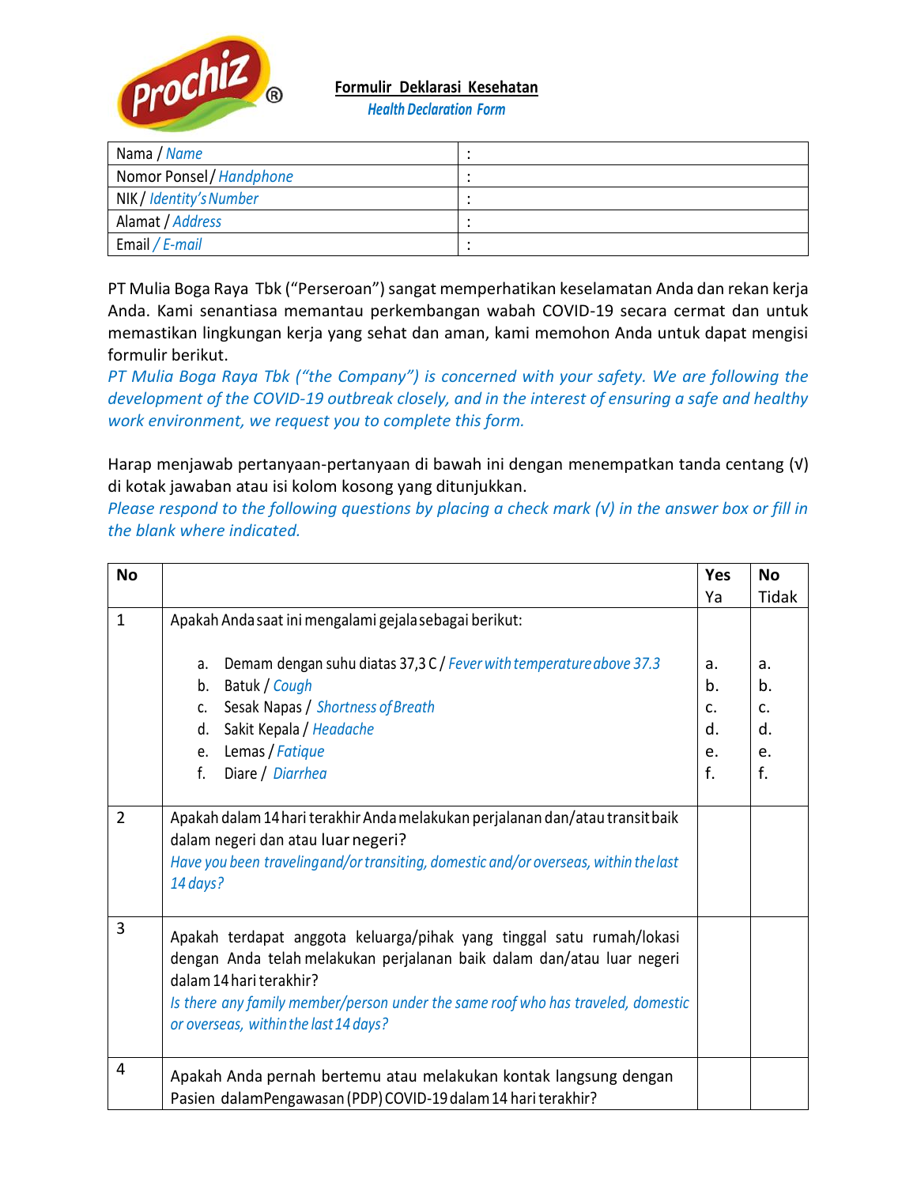**Formulir Deklarasi Kesehatan**

*Health Declaration Form*

| Nama / *Name* | : |
|---|---|
| Nomor Ponsel / *Handphone* | : |
| NIK / *Identity's Number* | : |
| Alamat / *Address* | : |
| Email / *E-mail* | : |

PT Mulia Boga Raya Tbk ("Perseroan") sangat memperhatikan keselamatan Anda dan rekan kerja Anda. Kami senantiasa memantau perkembangan wabah COVID-19 secara cermat dan untuk memastikan lingkungan kerja yang sehat dan aman, kami memohon Anda untuk dapat mengisi formulir berikut.

*PT Mulia Boga Raya Tbk ("the Company") is concerned with your safety. We are following the development of the COVID-19 outbreak closely, and in the interest of ensuring a safe and healthy work environment, we request you to complete this form.*

Harap menjawab pertanyaan-pertanyaan di bawah ini dengan menempatkan tanda centang (√) di kotak jawaban atau isi kolom kosong yang ditunjukkan.

*Please respond to the following questions by placing a check mark (√) in the answer box or fill in the blank where indicated.*

| No | | Yes<br>Ya | No<br>Tidak |
|---|---|---|---|
| 1 | Apakah Anda saat ini mengalami gejala sebagai berikut:<br><br>a. Demam dengan suhu diatas 37,3 C / *Fever with temperature above 37.3*<br>b. Batuk / *Cough*<br>c. Sesak Napas / *Shortness of Breath*<br>d. Sakit Kepala / *Headache*<br>e. Lemas / *Fatique*<br>f. Diare / *Diarrhea* | <br><br>a.<br>b.<br>c.<br>d.<br>e.<br>f. | <br><br>a.<br>b.<br>c.<br>d.<br>e.<br>f. |
| 2 | Apakah dalam 14 hari terakhir Anda melakukan perjalanan dan/atau transit baik dalam negeri dan atau luar negeri?<br>*Have you been traveling and/or transiting, domestic and/or overseas, within the last 14 days?* | | |
| 3 | Apakah terdapat anggota keluarga/pihak yang tinggal satu rumah/lokasi dengan Anda telah melakukan perjalanan baik dalam dan/atau luar negeri dalam 14 hari terakhir?<br>*Is there any family member/person under the same roof who has traveled, domestic or overseas, within the last 14 days?* | | |
| 4 | Apakah Anda pernah bertemu atau melakukan kontak langsung dengan Pasien dalamPengawasan (PDP) COVID-19 dalam 14 hari terakhir? | | |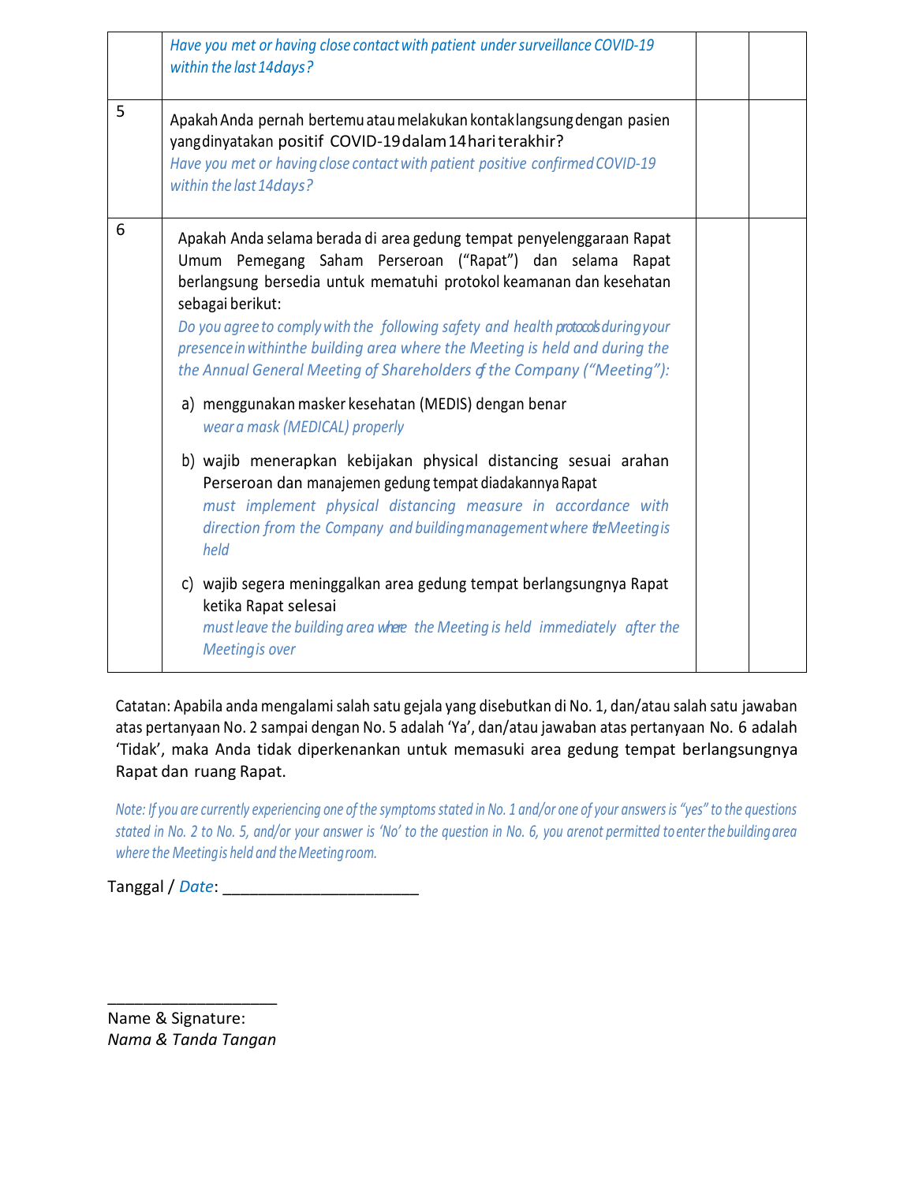| | | | |
|---|---|---|---|
| | *Have you met or having close contact with patient under surveillance COVID-19 within the last 14days?* | | |
| 5 | Apakah Anda pernah bertemu atau melakukan kontak langsung dengan pasien yang dinyatakan positif COVID-19 dalam 14 hari terakhir?<br>*Have you met or having close contact with patient positive confirmed COVID-19 within the last 14days?* | | |
| 6 | Apakah Anda selama berada di area gedung tempat penyelenggaraan Rapat Umum Pemegang Saham Perseroan ("Rapat") dan selama Rapat berlangsung bersedia untuk mematuhi protokol keamanan dan kesehatan sebagai berikut:<br>*Do you agree to comply with the following safety and health protocols during your presence in within the building area where the Meeting is held and during the the Annual General Meeting of Shareholders of the Company ("Meeting"):*<br>a) menggunakan masker kesehatan (MEDIS) dengan benar<br>*wear a mask (MEDICAL) properly*<br>b) wajib menerapkan kebijakan physical distancing sesuai arahan Perseroan dan manajemen gedung tempat diadakannya Rapat<br>*must implement physical distancing measure in accordance with direction from the Company and building management where the Meeting is held*<br>c) wajib segera meninggalkan area gedung tempat berlangsungnya Rapat ketika Rapat selesai<br>*must leave the building area where the Meeting is held immediately after the Meeting is over* | | |

Catatan: Apabila anda mengalami salah satu gejala yang disebutkan di No. 1, dan/atau salah satu jawaban atas pertanyaan No. 2 sampai dengan No. 5 adalah 'Ya', dan/atau jawaban atas pertanyaan No. 6 adalah 'Tidak', maka Anda tidak diperkenankan untuk memasuki area gedung tempat berlangsungnya Rapat dan ruang Rapat.

*Note: If you are currently experiencing one of the symptoms stated in No. 1 and/or one of your answers is "yes" to the questions stated in No. 2 to No. 5, and/or your answer is 'No' to the question in No. 6, you are not permitted to enter the building area where the Meeting is held and the Meeting room.*

Tanggal / *Date*: ______________________

___________________

Name & Signature:
*Nama & Tanda Tangan*